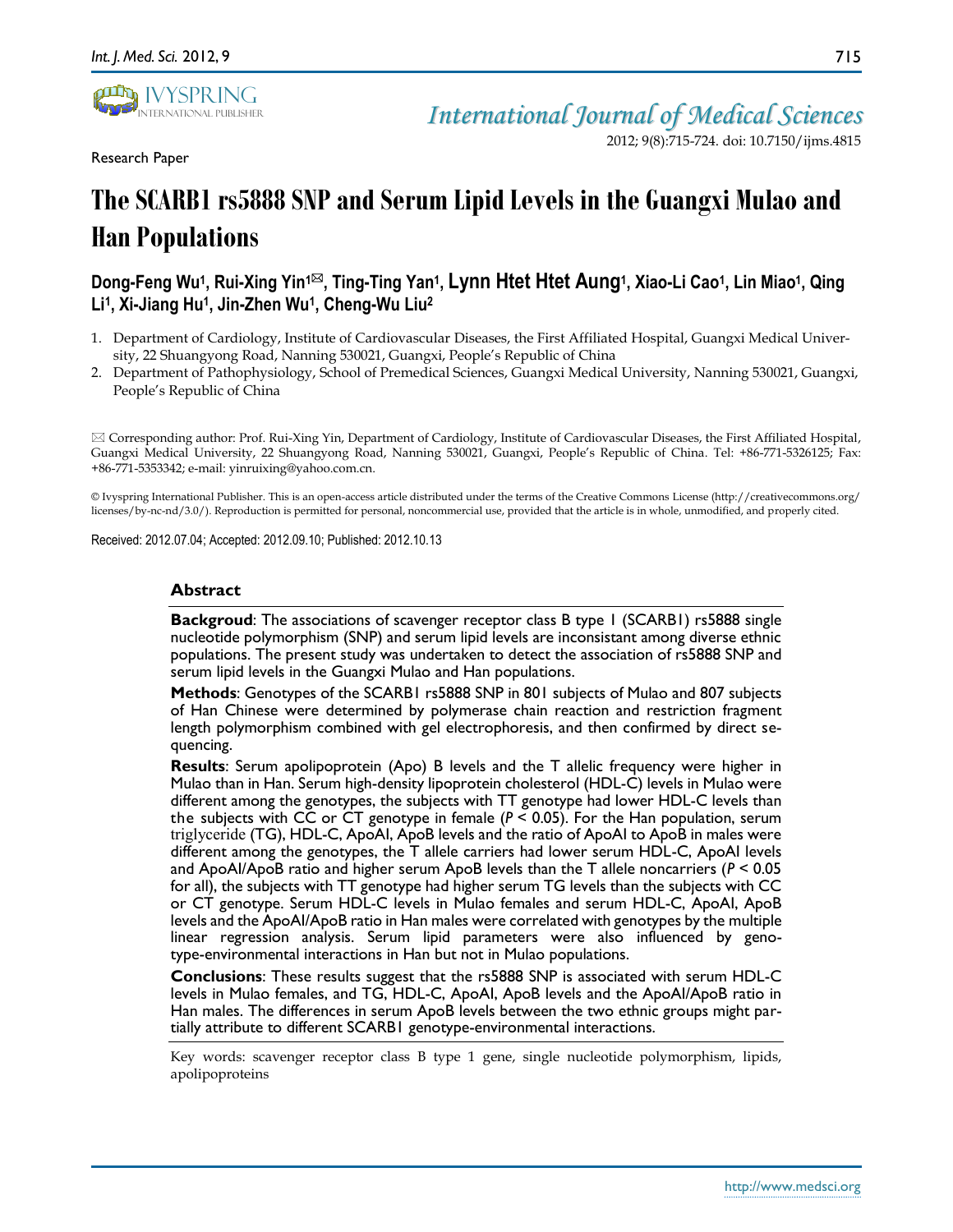Research Paper

# The SCARB1 rs5888 SNP and Serum Lipid Levels in the Guangxi Mulao and Han Populations

**Dong-Feng Wu[1], Rui-Xing Yin[1]✉, Ting-Ting Yan[1], Lynn Htet Htet Aung[1], Xiao-Li Cao[1], Lin Miao[1], Qing Li[1], Xi-Jiang Hu[1], Jin-Zhen Wu[1], Cheng-Wu Liu[2]**

1. Department of Cardiology, Institute of Cardiovascular Diseases, the First Affiliated Hospital, Guangxi Medical University, 22 Shuangyong Road, Nanning 530021, Guangxi, People's Republic of China
2. Department of Pathophysiology, School of Premedical Sciences, Guangxi Medical University, Nanning 530021, Guangxi, People's Republic of China

✉ Corresponding author: Prof. Rui-Xing Yin, Department of Cardiology, Institute of Cardiovascular Diseases, the First Affiliated Hospital, Guangxi Medical University, 22 Shuangyong Road, Nanning 530021, Guangxi, People's Republic of China. Tel: +86-771-5326125; Fax: +86-771-5353342; e-mail: yinruixing@yahoo.com.cn.

© Ivyspring International Publisher. This is an open-access article distributed under the terms of the Creative Commons License (http://creativecommons.org/licenses/by-nc-nd/3.0/). Reproduction is permitted for personal, noncommercial use, provided that the article is in whole, unmodified, and properly cited.

Received: 2012.07.04; Accepted: 2012.09.10; Published: 2012.10.13

## Abstract

**Backgroud**: The associations of scavenger receptor class B type 1 (SCARB1) rs5888 single nucleotide polymorphism (SNP) and serum lipid levels are inconsistant among diverse ethnic populations. The present study was undertaken to detect the association of rs5888 SNP and serum lipid levels in the Guangxi Mulao and Han populations.

**Methods**: Genotypes of the SCARB1 rs5888 SNP in 801 subjects of Mulao and 807 subjects of Han Chinese were determined by polymerase chain reaction and restriction fragment length polymorphism combined with gel electrophoresis, and then confirmed by direct sequencing.

**Results**: Serum apolipoprotein (Apo) B levels and the T allelic frequency were higher in Mulao than in Han. Serum high-density lipoprotein cholesterol (HDL-C) levels in Mulao were different among the genotypes, the subjects with TT genotype had lower HDL-C levels than the subjects with CC or CT genotype in female ($P < 0.05$). For the Han population, serum triglyceride (TG), HDL-C, ApoAI, ApoB levels and the ratio of ApoAI to ApoB in males were different among the genotypes, the T allele carriers had lower serum HDL-C, ApoAI levels and ApoAI/ApoB ratio and higher serum ApoB levels than the T allele noncarriers ($P < 0.05$ for all), the subjects with TT genotype had higher serum TG levels than the subjects with CC or CT genotype. Serum HDL-C levels in Mulao females and serum HDL-C, ApoAI, ApoB levels and the ApoAI/ApoB ratio in Han males were correlated with genotypes by the multiple linear regression analysis. Serum lipid parameters were also influenced by genotype-environmental interactions in Han but not in Mulao populations.

**Conclusions**: These results suggest that the rs5888 SNP is associated with serum HDL-C levels in Mulao females, and TG, HDL-C, ApoAI, ApoB levels and the ApoAI/ApoB ratio in Han males. The differences in serum ApoB levels between the two ethnic groups might partially attribute to different SCARB1 genotype-environmental interactions.

Key words: scavenger receptor class B type 1 gene, single nucleotide polymorphism, lipids, apolipoproteins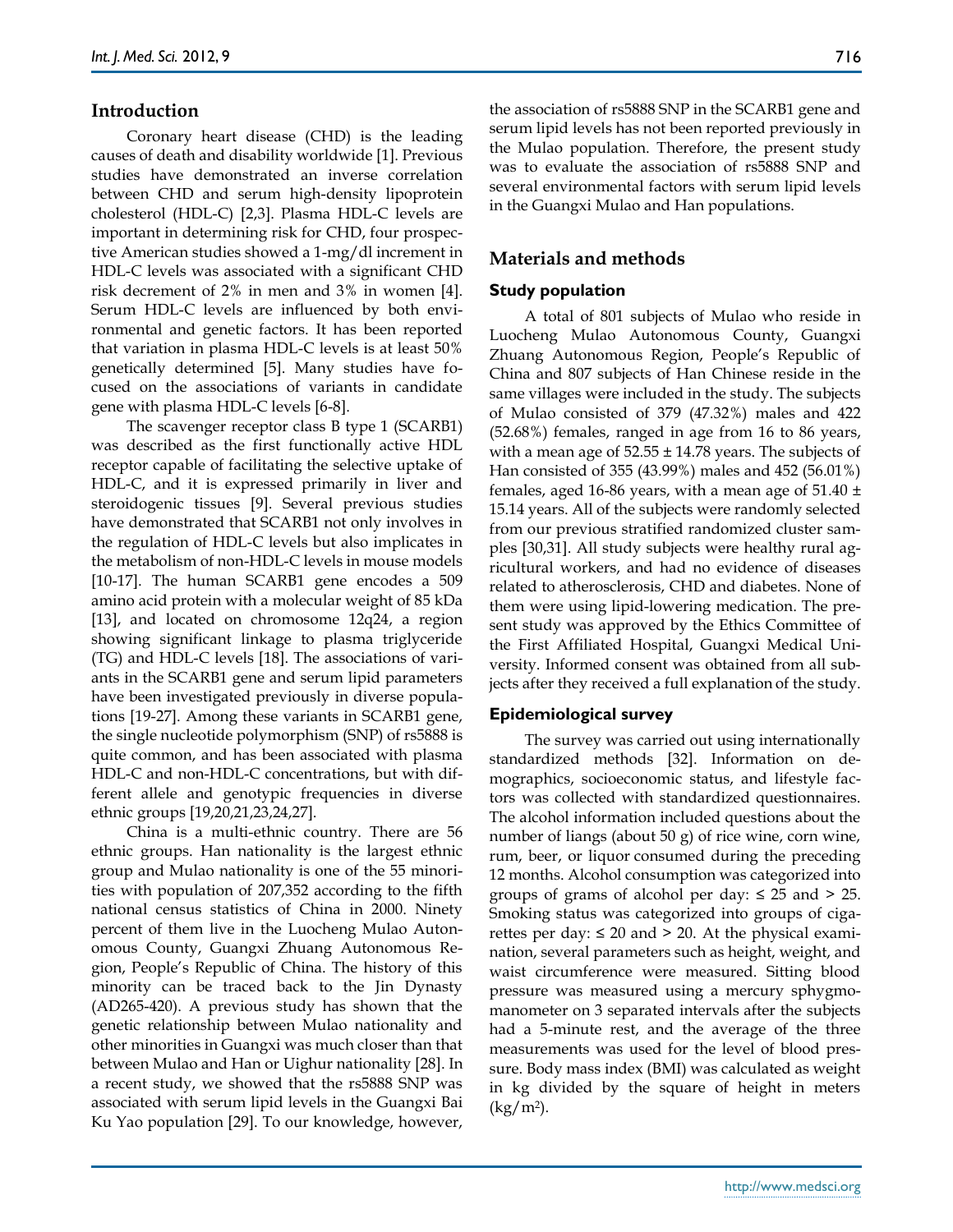## Introduction

Coronary heart disease (CHD) is the leading causes of death and disability worldwide [1]. Previous studies have demonstrated an inverse correlation between CHD and serum high-density lipoprotein cholesterol (HDL-C) [2,3]. Plasma HDL-C levels are important in determining risk for CHD, four prospective American studies showed a 1-mg/dl increment in HDL-C levels was associated with a significant CHD risk decrement of 2% in men and 3% in women [4]. Serum HDL-C levels are influenced by both environmental and genetic factors. It has been reported that variation in plasma HDL-C levels is at least 50% genetically determined [5]. Many studies have focused on the associations of variants in candidate gene with plasma HDL-C levels [6-8].

The scavenger receptor class B type 1 (SCARB1) was described as the first functionally active HDL receptor capable of facilitating the selective uptake of HDL-C, and it is expressed primarily in liver and steroidogenic tissues [9]. Several previous studies have demonstrated that SCARB1 not only involves in the regulation of HDL-C levels but also implicates in the metabolism of non-HDL-C levels in mouse models [10-17]. The human SCARB1 gene encodes a 509 amino acid protein with a molecular weight of 85 kDa [13], and located on chromosome 12q24, a region showing significant linkage to plasma triglyceride (TG) and HDL-C levels [18]. The associations of variants in the SCARB1 gene and serum lipid parameters have been investigated previously in diverse populations [19-27]. Among these variants in SCARB1 gene, the single nucleotide polymorphism (SNP) of rs5888 is quite common, and has been associated with plasma HDL-C and non-HDL-C concentrations, but with different allele and genotypic frequencies in diverse ethnic groups [19,20,21,23,24,27].

China is a multi-ethnic country. There are 56 ethnic groups. Han nationality is the largest ethnic group and Mulao nationality is one of the 55 minorities with population of 207,352 according to the fifth national census statistics of China in 2000. Ninety percent of them live in the Luocheng Mulao Autonomous County, Guangxi Zhuang Autonomous Region, People's Republic of China. The history of this minority can be traced back to the Jin Dynasty (AD265-420). A previous study has shown that the genetic relationship between Mulao nationality and other minorities in Guangxi was much closer than that between Mulao and Han or Uighur nationality [28]. In a recent study, we showed that the rs5888 SNP was associated with serum lipid levels in the Guangxi Bai Ku Yao population [29]. To our knowledge, however, the association of rs5888 SNP in the SCARB1 gene and serum lipid levels has not been reported previously in the Mulao population. Therefore, the present study was to evaluate the association of rs5888 SNP and several environmental factors with serum lipid levels in the Guangxi Mulao and Han populations.

## Materials and methods

### Study population

A total of 801 subjects of Mulao who reside in Luocheng Mulao Autonomous County, Guangxi Zhuang Autonomous Region, People's Republic of China and 807 subjects of Han Chinese reside in the same villages were included in the study. The subjects of Mulao consisted of 379 (47.32%) males and 422 (52.68%) females, ranged in age from 16 to 86 years, with a mean age of 52.55 ± 14.78 years. The subjects of Han consisted of 355 (43.99%) males and 452 (56.01%) females, aged 16-86 years, with a mean age of 51.40 ± 15.14 years. All of the subjects were randomly selected from our previous stratified randomized cluster samples [30,31]. All study subjects were healthy rural agricultural workers, and had no evidence of diseases related to atherosclerosis, CHD and diabetes. None of them were using lipid-lowering medication. The present study was approved by the Ethics Committee of the First Affiliated Hospital, Guangxi Medical University. Informed consent was obtained from all subjects after they received a full explanation of the study.

### Epidemiological survey

The survey was carried out using internationally standardized methods [32]. Information on demographics, socioeconomic status, and lifestyle factors was collected with standardized questionnaires. The alcohol information included questions about the number of liangs (about 50 g) of rice wine, corn wine, rum, beer, or liquor consumed during the preceding 12 months. Alcohol consumption was categorized into groups of grams of alcohol per day: ≤ 25 and > 25. Smoking status was categorized into groups of cigarettes per day: ≤ 20 and > 20. At the physical examination, several parameters such as height, weight, and waist circumference were measured. Sitting blood pressure was measured using a mercury sphygmomanometer on 3 separated intervals after the subjects had a 5-minute rest, and the average of the three measurements was used for the level of blood pressure. Body mass index (BMI) was calculated as weight in kg divided by the square of height in meters ($kg/m^2$).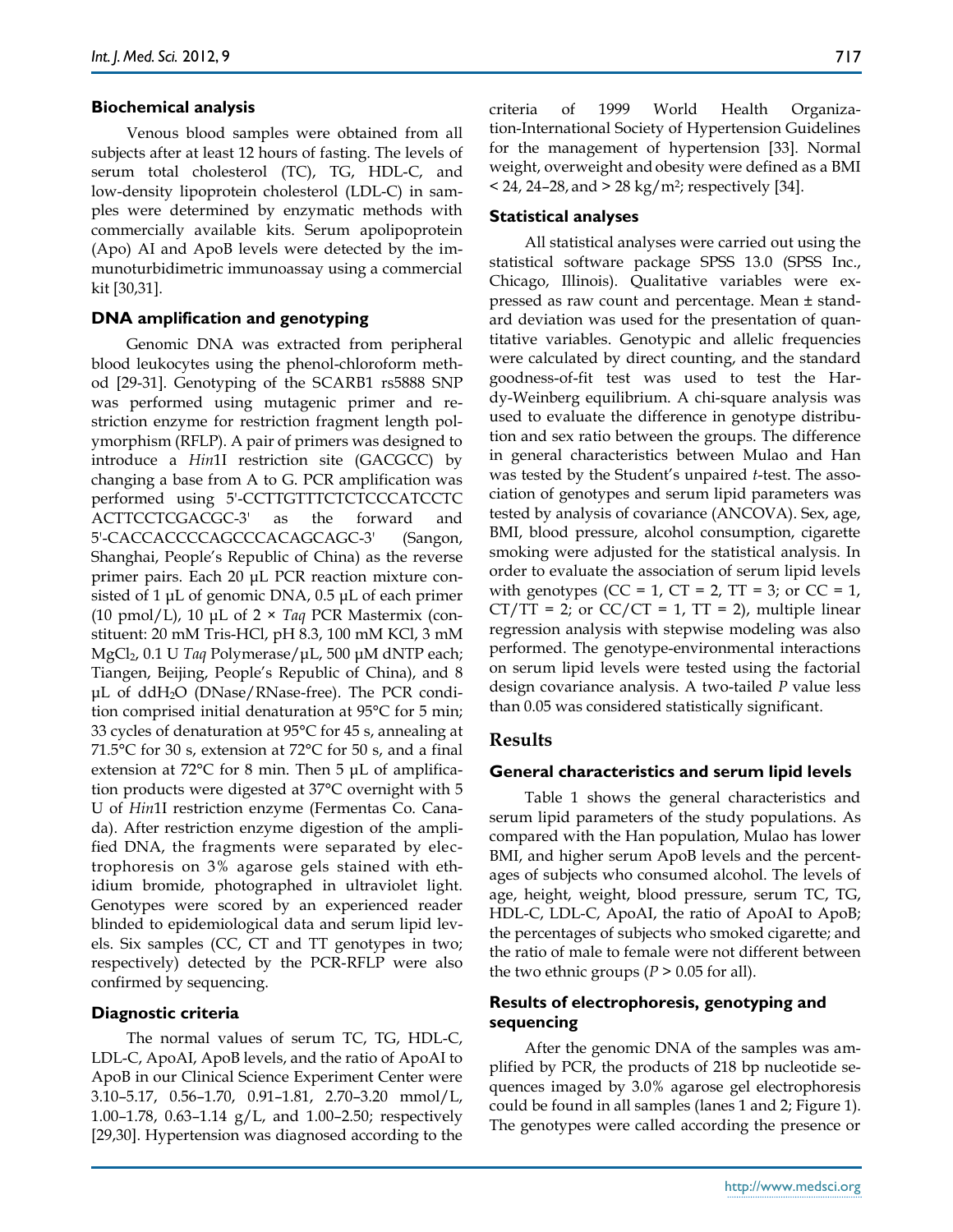### Biochemical analysis

Venous blood samples were obtained from all subjects after at least 12 hours of fasting. The levels of serum total cholesterol (TC), TG, HDL-C, and low-density lipoprotein cholesterol (LDL-C) in samples were determined by enzymatic methods with commercially available kits. Serum apolipoprotein (Apo) AI and ApoB levels were detected by the immunoturbidimetric immunoassay using a commercial kit [30,31].

### DNA amplification and genotyping

Genomic DNA was extracted from peripheral blood leukocytes using the phenol-chloroform method [29-31]. Genotyping of the SCARB1 rs5888 SNP was performed using mutagenic primer and restriction enzyme for restriction fragment length polymorphism (RFLP). A pair of primers was designed to introduce a *Hin*1I restriction site (GACGCC) by changing a base from A to G. PCR amplification was performed using 5'-CCTTGTTTCTCTCCCATCCTC ACTTCCTCGACGC-3' as the forward and 5'-CACCACCCCAGCCCACAGCAGC-3' (Sangon, Shanghai, People's Republic of China) as the reverse primer pairs. Each 20 μL PCR reaction mixture consisted of 1 μL of genomic DNA, 0.5 μL of each primer (10 pmol/L), 10 μL of 2 × *Taq* PCR Mastermix (constituent: 20 mM Tris-HCl, pH 8.3, 100 mM KCl, 3 mM $MgCl_2$, 0.1 U *Taq* Polymerase/μL, 500 μM dNTP each; Tiangen, Beijing, People's Republic of China), and 8 μL of $ddH_2O$ (DNase/RNase-free). The PCR condition comprised initial denaturation at 95°C for 5 min; 33 cycles of denaturation at 95°C for 45 s, annealing at 71.5°C for 30 s, extension at 72°C for 50 s, and a final extension at 72°C for 8 min. Then 5 μL of amplification products were digested at 37°C overnight with 5 U of *Hin*1I restriction enzyme (Fermentas Co. Canada). After restriction enzyme digestion of the amplified DNA, the fragments were separated by electrophoresis on 3% agarose gels stained with ethidium bromide, photographed in ultraviolet light. Genotypes were scored by an experienced reader blinded to epidemiological data and serum lipid levels. Six samples (CC, CT and TT genotypes in two; respectively) detected by the PCR-RFLP were also confirmed by sequencing.

### Diagnostic criteria

The normal values of serum TC, TG, HDL-C, LDL-C, ApoAI, ApoB levels, and the ratio of ApoAI to ApoB in our Clinical Science Experiment Center were 3.10–5.17, 0.56–1.70, 0.91–1.81, 2.70–3.20 mmol/L, 1.00–1.78, 0.63–1.14 g/L, and 1.00–2.50; respectively [29,30]. Hypertension was diagnosed according to the criteria of 1999 World Health Organization-International Society of Hypertension Guidelines for the management of hypertension [33]. Normal weight, overweight and obesity were defined as a BMI < 24, 24–28, and > 28 kg/m$^2$; respectively [34].

### Statistical analyses

All statistical analyses were carried out using the statistical software package SPSS 13.0 (SPSS Inc., Chicago, Illinois). Qualitative variables were expressed as raw count and percentage. Mean ± standard deviation was used for the presentation of quantitative variables. Genotypic and allelic frequencies were calculated by direct counting, and the standard goodness-of-fit test was used to test the Hardy-Weinberg equilibrium. A chi-square analysis was used to evaluate the difference in genotype distribution and sex ratio between the groups. The difference in general characteristics between Mulao and Han was tested by the Student's unpaired *t*-test. The association of genotypes and serum lipid parameters was tested by analysis of covariance (ANCOVA). Sex, age, BMI, blood pressure, alcohol consumption, cigarette smoking were adjusted for the statistical analysis. In order to evaluate the association of serum lipid levels with genotypes (CC = 1, CT = 2, TT = 3; or CC = 1, CT/TT = 2; or CC/CT = 1, TT = 2), multiple linear regression analysis with stepwise modeling was also performed. The genotype-environmental interactions on serum lipid levels were tested using the factorial design covariance analysis. A two-tailed *P* value less than 0.05 was considered statistically significant.

## Results

### General characteristics and serum lipid levels

Table 1 shows the general characteristics and serum lipid parameters of the study populations. As compared with the Han population, Mulao has lower BMI, and higher serum ApoB levels and the percentages of subjects who consumed alcohol. The levels of age, height, weight, blood pressure, serum TC, TG, HDL-C, LDL-C, ApoAI, the ratio of ApoAI to ApoB; the percentages of subjects who smoked cigarette; and the ratio of male to female were not different between the two ethnic groups ($P > 0.05$ for all).

### Results of electrophoresis, genotyping and sequencing

After the genomic DNA of the samples was amplified by PCR, the products of 218 bp nucleotide sequences imaged by 3.0% agarose gel electrophoresis could be found in all samples (lanes 1 and 2; Figure 1). The genotypes were called according the presence or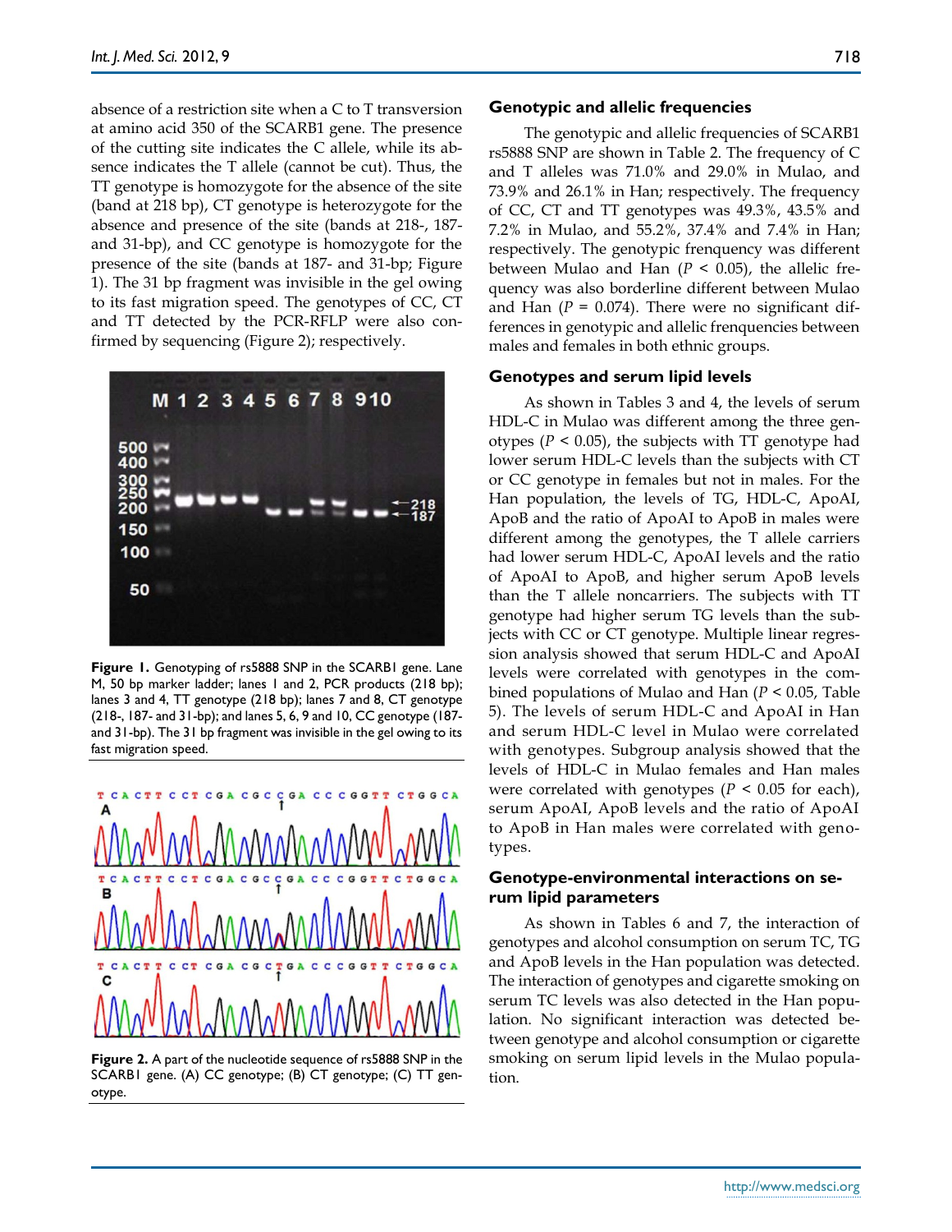absence of a restriction site when a C to T transversion at amino acid 350 of the SCARB1 gene. The presence of the cutting site indicates the C allele, while its absence indicates the T allele (cannot be cut). Thus, the TT genotype is homozygote for the absence of the site (band at 218 bp), CT genotype is heterozygote for the absence and presence of the site (bands at 218-, 187- and 31-bp), and CC genotype is homozygote for the presence of the site (bands at 187- and 31-bp; Figure 1). The 31 bp fragment was invisible in the gel owing to its fast migration speed. The genotypes of CC, CT and TT detected by the PCR-RFLP were also confirmed by sequencing (Figure 2); respectively.

**Figure 1.** Genotyping of rs5888 SNP in the SCARB1 gene. Lane M, 50 bp marker ladder; lanes 1 and 2, PCR products (218 bp); lanes 3 and 4, TT genotype (218 bp); lanes 7 and 8, CT genotype (218-, 187- and 31-bp); and lanes 5, 6, 9 and 10, CC genotype (187- and 31-bp). The 31 bp fragment was invisible in the gel owing to its fast migration speed.

**Figure 2.** A part of the nucleotide sequence of rs5888 SNP in the SCARB1 gene. (A) CC genotype; (B) CT genotype; (C) TT genotype.

### Genotypic and allelic frequencies

The genotypic and allelic frequencies of SCARB1 rs5888 SNP are shown in Table 2. The frequency of C and T alleles was 71.0% and 29.0% in Mulao, and 73.9% and 26.1% in Han; respectively. The frequency of CC, CT and TT genotypes was 49.3%, 43.5% and 7.2% in Mulao, and 55.2%, 37.4% and 7.4% in Han; respectively. The genotypic frenquency was different between Mulao and Han ($P$ < 0.05), the allelic frequency was also borderline different between Mulao and Han ($P$ = 0.074). There were no significant differences in genotypic and allelic frenquencies between males and females in both ethnic groups.

### Genotypes and serum lipid levels

As shown in Tables 3 and 4, the levels of serum HDL-C in Mulao was different among the three genotypes ($P$ < 0.05), the subjects with TT genotype had lower serum HDL-C levels than the subjects with CT or CC genotype in females but not in males. For the Han population, the levels of TG, HDL-C, ApoAI, ApoB and the ratio of ApoAI to ApoB in males were different among the genotypes, the T allele carriers had lower serum HDL-C, ApoAI levels and the ratio of ApoAI to ApoB, and higher serum ApoB levels than the T allele noncarriers. The subjects with TT genotype had higher serum TG levels than the subjects with CC or CT genotype. Multiple linear regression analysis showed that serum HDL-C and ApoAI levels were correlated with genotypes in the combined populations of Mulao and Han ($P$ < 0.05, Table 5). The levels of serum HDL-C and ApoAI in Han and serum HDL-C level in Mulao were correlated with genotypes. Subgroup analysis showed that the levels of HDL-C in Mulao females and Han males were correlated with genotypes ($P$ < 0.05 for each), serum ApoAI, ApoB levels and the ratio of ApoAI to ApoB in Han males were correlated with genotypes.

### Genotype-environmental interactions on serum lipid parameters

As shown in Tables 6 and 7, the interaction of genotypes and alcohol consumption on serum TC, TG and ApoB levels in the Han population was detected. The interaction of genotypes and cigarette smoking on serum TC levels was also detected in the Han population. No significant interaction was detected between genotype and alcohol consumption or cigarette smoking on serum lipid levels in the Mulao population.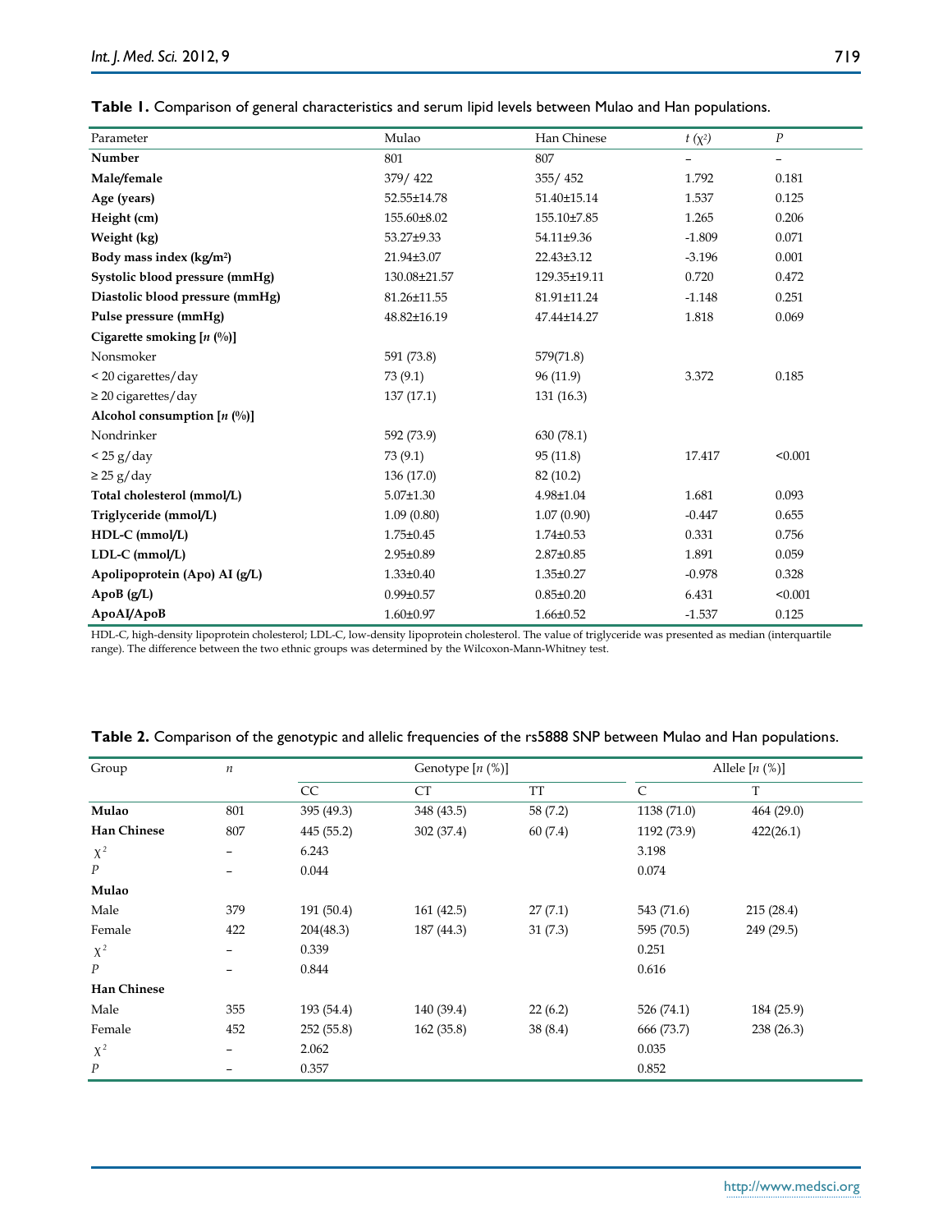**Table 1.** Comparison of general characteristics and serum lipid levels between Mulao and Han populations.

| Parameter | Mulao | Han Chinese | $t$ ($\chi^2$) | $P$ |
|---|---|---|---|---|
| **Number** | 801 | 807 | – | – |
| **Male/female** | 379/ 422 | 355/ 452 | 1.792 | 0.181 |
| **Age (years)** | 52.55±14.78 | 51.40±15.14 | 1.537 | 0.125 |
| **Height (cm)** | 155.60±8.02 | 155.10±7.85 | 1.265 | 0.206 |
| **Weight (kg)** | 53.27±9.33 | 54.11±9.36 | -1.809 | 0.071 |
| **Body mass index (kg/m²)** | 21.94±3.07 | 22.43±3.12 | -3.196 | 0.001 |
| **Systolic blood pressure (mmHg)** | 130.08±21.57 | 129.35±19.11 | 0.720 | 0.472 |
| **Diastolic blood pressure (mmHg)** | 81.26±11.55 | 81.91±11.24 | -1.148 | 0.251 |
| **Pulse pressure (mmHg)** | 48.82±16.19 | 47.44±14.27 | 1.818 | 0.069 |
| **Cigarette smoking [*n* (%)]** | | | | |
| Nonsmoker | 591 (73.8) | 579(71.8) | | |
| < 20 cigarettes/day | 73 (9.1) | 96 (11.9) | 3.372 | 0.185 |
| ≥ 20 cigarettes/day | 137 (17.1) | 131 (16.3) | | |
| **Alcohol consumption [*n* (%)]** | | | | |
| Nondrinker | 592 (73.9) | 630 (78.1) | | |
| < 25 g/day | 73 (9.1) | 95 (11.8) | 17.417 | <0.001 |
| ≥ 25 g/day | 136 (17.0) | 82 (10.2) | | |
| **Total cholesterol (mmol/L)** | 5.07±1.30 | 4.98±1.04 | 1.681 | 0.093 |
| **Triglyceride (mmol/L)** | 1.09 (0.80) | 1.07 (0.90) | -0.447 | 0.655 |
| **HDL-C (mmol/L)** | 1.75±0.45 | 1.74±0.53 | 0.331 | 0.756 |
| **LDL-C (mmol/L)** | 2.95±0.89 | 2.87±0.85 | 1.891 | 0.059 |
| **Apolipoprotein (Apo) AI (g/L)** | 1.33±0.40 | 1.35±0.27 | -0.978 | 0.328 |
| **ApoB (g/L)** | 0.99±0.57 | 0.85±0.20 | 6.431 | <0.001 |
| **ApoAI/ApoB** | 1.60±0.97 | 1.66±0.52 | -1.537 | 0.125 |

HDL-C, high-density lipoprotein cholesterol; LDL-C, low-density lipoprotein cholesterol. The value of triglyceride was presented as median (interquartile range). The difference between the two ethnic groups was determined by the Wilcoxon-Mann-Whitney test.

**Table 2.** Comparison of the genotypic and allelic frequencies of the rs5888 SNP between Mulao and Han populations.

| Group | $n$ | Genotype [*n* (%)] | | | Allele [*n* (%)] | |
|---|---|---|---|---|---|---|
| | | CC | CT | TT | C | T |
| **Mulao** | 801 | 395 (49.3) | 348 (43.5) | 58 (7.2) | 1138 (71.0) | 464 (29.0) |
| **Han Chinese** | 807 | 445 (55.2) | 302 (37.4) | 60 (7.4) | 1192 (73.9) | 422(26.1) |
| $\chi^2$ | – | 6.243 | | | 3.198 | |
| $P$ | – | 0.044 | | | 0.074 | |
| **Mulao** | | | | | | |
| Male | 379 | 191 (50.4) | 161 (42.5) | 27 (7.1) | 543 (71.6) | 215 (28.4) |
| Female | 422 | 204(48.3) | 187 (44.3) | 31 (7.3) | 595 (70.5) | 249 (29.5) |
| $\chi^2$ | – | 0.339 | | | 0.251 | |
| $P$ | – | 0.844 | | | 0.616 | |
| **Han Chinese** | | | | | | |
| Male | 355 | 193 (54.4) | 140 (39.4) | 22 (6.2) | 526 (74.1) | 184 (25.9) |
| Female | 452 | 252 (55.8) | 162 (35.8) | 38 (8.4) | 666 (73.7) | 238 (26.3) |
| $\chi^2$ | – | 2.062 | | | 0.035 | |
| $P$ | – | 0.357 | | | 0.852 | |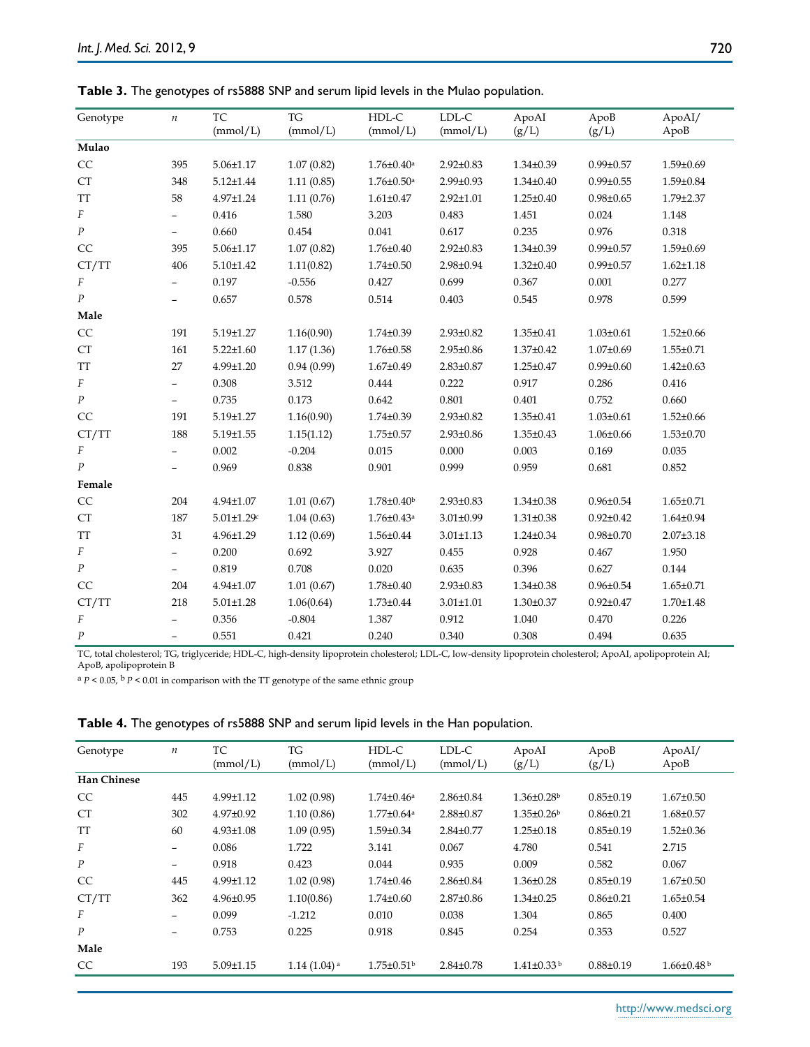**Table 3.** The genotypes of rs5888 SNP and serum lipid levels in the Mulao population.

| Genotype | *n* | TC (mmol/L) | TG (mmol/L) | HDL-C (mmol/L) | LDL-C (mmol/L) | ApoAI (g/L) | ApoB (g/L) | ApoAI/ ApoB |
|---|---|---|---|---|---|---|---|---|
| **Mulao** | | | | | | | | |
| CC | 395 | 5.06±1.17 | 1.07 (0.82) | 1.76±0.40[a] | 2.92±0.83 | 1.34±0.39 | 0.99±0.57 | 1.59±0.69 |
| CT | 348 | 5.12±1.44 | 1.11 (0.85) | 1.76±0.50[a] | 2.99±0.93 | 1.34±0.40 | 0.99±0.55 | 1.59±0.84 |
| TT | 58 | 4.97±1.24 | 1.11 (0.76) | 1.61±0.47 | 2.92±1.01 | 1.25±0.40 | 0.98±0.65 | 1.79±2.37 |
| *F* | – | 0.416 | 1.580 | 3.203 | 0.483 | 1.451 | 0.024 | 1.148 |
| *P* | – | 0.660 | 0.454 | 0.041 | 0.617 | 0.235 | 0.976 | 0.318 |
| CC | 395 | 5.06±1.17 | 1.07 (0.82) | 1.76±0.40 | 2.92±0.83 | 1.34±0.39 | 0.99±0.57 | 1.59±0.69 |
| CT/TT | 406 | 5.10±1.42 | 1.11(0.82) | 1.74±0.50 | 2.98±0.94 | 1.32±0.40 | 0.99±0.57 | 1.62±1.18 |
| *F* | – | 0.197 | -0.556 | 0.427 | 0.699 | 0.367 | 0.001 | 0.277 |
| *P* | – | 0.657 | 0.578 | 0.514 | 0.403 | 0.545 | 0.978 | 0.599 |
| **Male** | | | | | | | | |
| CC | 191 | 5.19±1.27 | 1.16(0.90) | 1.74±0.39 | 2.93±0.82 | 1.35±0.41 | 1.03±0.61 | 1.52±0.66 |
| CT | 161 | 5.22±1.60 | 1.17 (1.36) | 1.76±0.58 | 2.95±0.86 | 1.37±0.42 | 1.07±0.69 | 1.55±0.71 |
| TT | 27 | 4.99±1.20 | 0.94 (0.99) | 1.67±0.49 | 2.83±0.87 | 1.25±0.47 | 0.99±0.60 | 1.42±0.63 |
| *F* | – | 0.308 | 3.512 | 0.444 | 0.222 | 0.917 | 0.286 | 0.416 |
| *P* | – | 0.735 | 0.173 | 0.642 | 0.801 | 0.401 | 0.752 | 0.660 |
| CC | 191 | 5.19±1.27 | 1.16(0.90) | 1.74±0.39 | 2.93±0.82 | 1.35±0.41 | 1.03±0.61 | 1.52±0.66 |
| CT/TT | 188 | 5.19±1.55 | 1.15(1.12) | 1.75±0.57 | 2.93±0.86 | 1.35±0.43 | 1.06±0.66 | 1.53±0.70 |
| *F* | – | 0.002 | -0.204 | 0.015 | 0.000 | 0.003 | 0.169 | 0.035 |
| *P* | – | 0.969 | 0.838 | 0.901 | 0.999 | 0.959 | 0.681 | 0.852 |
| **Female** | | | | | | | | |
| CC | 204 | 4.94±1.07 | 1.01 (0.67) | 1.78±0.40[b] | 2.93±0.83 | 1.34±0.38 | 0.96±0.54 | 1.65±0.71 |
| CT | 187 | 5.01±1.29[c] | 1.04 (0.63) | 1.76±0.43[a] | 3.01±0.99 | 1.31±0.38 | 0.92±0.42 | 1.64±0.94 |
| TT | 31 | 4.96±1.29 | 1.12 (0.69) | 1.56±0.44 | 3.01±1.13 | 1.24±0.34 | 0.98±0.70 | 2.07±3.18 |
| *F* | – | 0.200 | 0.692 | 3.927 | 0.455 | 0.928 | 0.467 | 1.950 |
| *P* | – | 0.819 | 0.708 | 0.020 | 0.635 | 0.396 | 0.627 | 0.144 |
| CC | 204 | 4.94±1.07 | 1.01 (0.67) | 1.78±0.40 | 2.93±0.83 | 1.34±0.38 | 0.96±0.54 | 1.65±0.71 |
| CT/TT | 218 | 5.01±1.28 | 1.06(0.64) | 1.73±0.44 | 3.01±1.01 | 1.30±0.37 | 0.92±0.47 | 1.70±1.48 |
| *F* | – | 0.356 | -0.804 | 1.387 | 0.912 | 1.040 | 0.470 | 0.226 |
| *P* | – | 0.551 | 0.421 | 0.240 | 0.340 | 0.308 | 0.494 | 0.635 |

TC, total cholesterol; TG, triglyceride; HDL-C, high-density lipoprotein cholesterol; LDL-C, low-density lipoprotein cholesterol; ApoAI, apolipoprotein AI; ApoB, apolipoprotein B

[a] $P < 0.05$, [b] $P < 0.01$ in comparison with the TT genotype of the same ethnic group

**Table 4.** The genotypes of rs5888 SNP and serum lipid levels in the Han population.

| Genotype | *n* | TC (mmol/L) | TG (mmol/L) | HDL-C (mmol/L) | LDL-C (mmol/L) | ApoAI (g/L) | ApoB (g/L) | ApoAI/ ApoB |
|---|---|---|---|---|---|---|---|---|
| **Han Chinese** | | | | | | | | |
| CC | 445 | 4.99±1.12 | 1.02 (0.98) | 1.74±0.46[a] | 2.86±0.84 | 1.36±0.28[b] | 0.85±0.19 | 1.67±0.50 |
| CT | 302 | 4.97±0.92 | 1.10 (0.86) | 1.77±0.64[a] | 2.88±0.87 | 1.35±0.26[b] | 0.86±0.21 | 1.68±0.57 |
| TT | 60 | 4.93±1.08 | 1.09 (0.95) | 1.59±0.34 | 2.84±0.77 | 1.25±0.18 | 0.85±0.19 | 1.52±0.36 |
| *F* | – | 0.086 | 1.722 | 3.141 | 0.067 | 4.780 | 0.541 | 2.715 |
| *P* | – | 0.918 | 0.423 | 0.044 | 0.935 | 0.009 | 0.582 | 0.067 |
| CC | 445 | 4.99±1.12 | 1.02 (0.98) | 1.74±0.46 | 2.86±0.84 | 1.36±0.28 | 0.85±0.19 | 1.67±0.50 |
| CT/TT | 362 | 4.96±0.95 | 1.10(0.86) | 1.74±0.60 | 2.87±0.86 | 1.34±0.25 | 0.86±0.21 | 1.65±0.54 |
| *F* | – | 0.099 | -1.212 | 0.010 | 0.038 | 1.304 | 0.865 | 0.400 |
| *P* | – | 0.753 | 0.225 | 0.918 | 0.845 | 0.254 | 0.353 | 0.527 |
| **Male** | | | | | | | | |
| CC | 193 | 5.09±1.15 | 1.14 (1.04)[a] | 1.75±0.51[b] | 2.84±0.78 | 1.41±0.33[b] | 0.88±0.19 | 1.66±0.48[b] |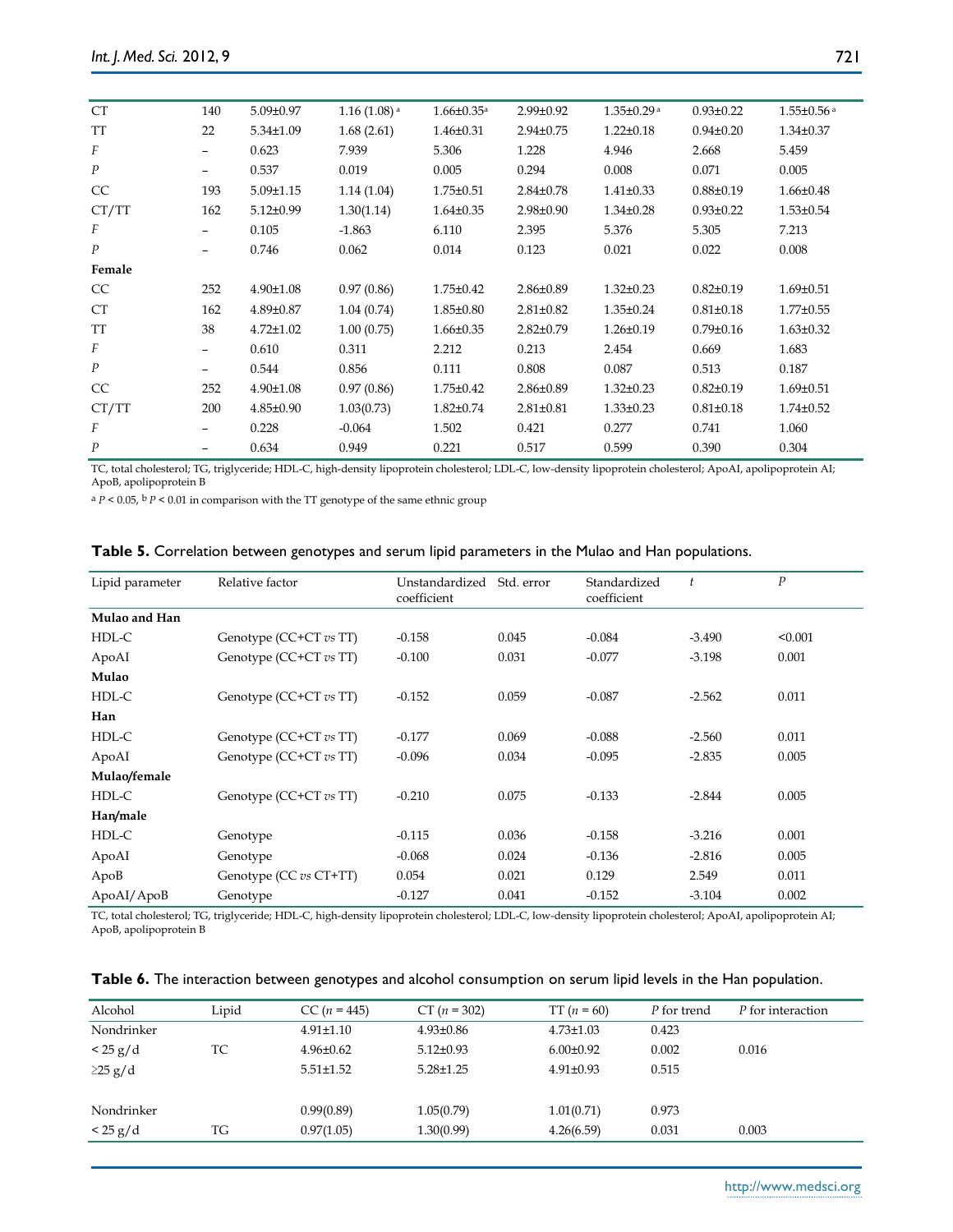| | | | | | | | | |
|---|---|---|---|---|---|---|---|---|
| CT | 140 | 5.09±0.97 | 1.16 (1.08) [a] | 1.66±0.35[a] | 2.99±0.92 | 1.35±0.29 [a] | 0.93±0.22 | 1.55±0.56 [a] |
| TT | 22 | 5.34±1.09 | 1.68 (2.61) | 1.46±0.31 | 2.94±0.75 | 1.22±0.18 | 0.94±0.20 | 1.34±0.37 |
| *F* | – | 0.623 | 7.939 | 5.306 | 1.228 | 4.946 | 2.668 | 5.459 |
| *P* | – | 0.537 | 0.019 | 0.005 | 0.294 | 0.008 | 0.071 | 0.005 |
| CC | 193 | 5.09±1.15 | 1.14 (1.04) | 1.75±0.51 | 2.84±0.78 | 1.41±0.33 | 0.88±0.19 | 1.66±0.48 |
| CT/TT | 162 | 5.12±0.99 | 1.30(1.14) | 1.64±0.35 | 2.98±0.90 | 1.34±0.28 | 0.93±0.22 | 1.53±0.54 |
| *F* | – | 0.105 | -1.863 | 6.110 | 2.395 | 5.376 | 5.305 | 7.213 |
| *P* | – | 0.746 | 0.062 | 0.014 | 0.123 | 0.021 | 0.022 | 0.008 |
| **Female** | | | | | | | | |
| CC | 252 | 4.90±1.08 | 0.97 (0.86) | 1.75±0.42 | 2.86±0.89 | 1.32±0.23 | 0.82±0.19 | 1.69±0.51 |
| CT | 162 | 4.89±0.87 | 1.04 (0.74) | 1.85±0.80 | 2.81±0.82 | 1.35±0.24 | 0.81±0.18 | 1.77±0.55 |
| TT | 38 | 4.72±1.02 | 1.00 (0.75) | 1.66±0.35 | 2.82±0.79 | 1.26±0.19 | 0.79±0.16 | 1.63±0.32 |
| *F* | – | 0.610 | 0.311 | 2.212 | 0.213 | 2.454 | 0.669 | 1.683 |
| *P* | – | 0.544 | 0.856 | 0.111 | 0.808 | 0.087 | 0.513 | 0.187 |
| CC | 252 | 4.90±1.08 | 0.97 (0.86) | 1.75±0.42 | 2.86±0.89 | 1.32±0.23 | 0.82±0.19 | 1.69±0.51 |
| CT/TT | 200 | 4.85±0.90 | 1.03(0.73) | 1.82±0.74 | 2.81±0.81 | 1.33±0.23 | 0.81±0.18 | 1.74±0.52 |
| *F* | – | 0.228 | -0.064 | 1.502 | 0.421 | 0.277 | 0.741 | 1.060 |
| *P* | – | 0.634 | 0.949 | 0.221 | 0.517 | 0.599 | 0.390 | 0.304 |

TC, total cholesterol; TG, triglyceride; HDL-C, high-density lipoprotein cholesterol; LDL-C, low-density lipoprotein cholesterol; ApoAI, apolipoprotein AI; ApoB, apolipoprotein B

[a] $P < 0.05$, [b] $P < 0.01$ in comparison with the TT genotype of the same ethnic group

**Table 5.** Correlation between genotypes and serum lipid parameters in the Mulao and Han populations.

| Lipid parameter | Relative factor | Unstandardized coefficient | Std. error | Standardized coefficient | *t* | *P* |
|---|---|---|---|---|---|---|
| **Mulao and Han** | | | | | | |
| HDL-C | Genotype (CC+CT *vs* TT) | -0.158 | 0.045 | -0.084 | -3.490 | <0.001 |
| ApoAI | Genotype (CC+CT *vs* TT) | -0.100 | 0.031 | -0.077 | -3.198 | 0.001 |
| **Mulao** | | | | | | |
| HDL-C | Genotype (CC+CT *vs* TT) | -0.152 | 0.059 | -0.087 | -2.562 | 0.011 |
| **Han** | | | | | | |
| HDL-C | Genotype (CC+CT *vs* TT) | -0.177 | 0.069 | -0.088 | -2.560 | 0.011 |
| ApoAI | Genotype (CC+CT *vs* TT) | -0.096 | 0.034 | -0.095 | -2.835 | 0.005 |
| **Mulao/female** | | | | | | |
| HDL-C | Genotype (CC+CT *vs* TT) | -0.210 | 0.075 | -0.133 | -2.844 | 0.005 |
| **Han/male** | | | | | | |
| HDL-C | Genotype | -0.115 | 0.036 | -0.158 | -3.216 | 0.001 |
| ApoAI | Genotype | -0.068 | 0.024 | -0.136 | -2.816 | 0.005 |
| ApoB | Genotype (CC *vs* CT+TT) | 0.054 | 0.021 | 0.129 | 2.549 | 0.011 |
| ApoAI/ApoB | Genotype | -0.127 | 0.041 | -0.152 | -3.104 | 0.002 |

TC, total cholesterol; TG, triglyceride; HDL-C, high-density lipoprotein cholesterol; LDL-C, low-density lipoprotein cholesterol; ApoAI, apolipoprotein AI; ApoB, apolipoprotein B

**Table 6.** The interaction between genotypes and alcohol consumption on serum lipid levels in the Han population.

| Alcohol | Lipid | CC ($n$ = 445) | CT ($n$ = 302) | TT ($n$ = 60) | *P* for trend | *P* for interaction |
|---|---|---|---|---|---|---|
| Nondrinker | | 4.91±1.10 | 4.93±0.86 | 4.73±1.03 | 0.423 | |
| < 25 g/d | TC | 4.96±0.62 | 5.12±0.93 | 6.00±0.92 | 0.002 | 0.016 |
| ≥25 g/d | | 5.51±1.52 | 5.28±1.25 | 4.91±0.93 | 0.515 | |
| | | | | | | |
| Nondrinker | | 0.99(0.89) | 1.05(0.79) | 1.01(0.71) | 0.973 | |
| < 25 g/d | TG | 0.97(1.05) | 1.30(0.99) | 4.26(6.59) | 0.031 | 0.003 |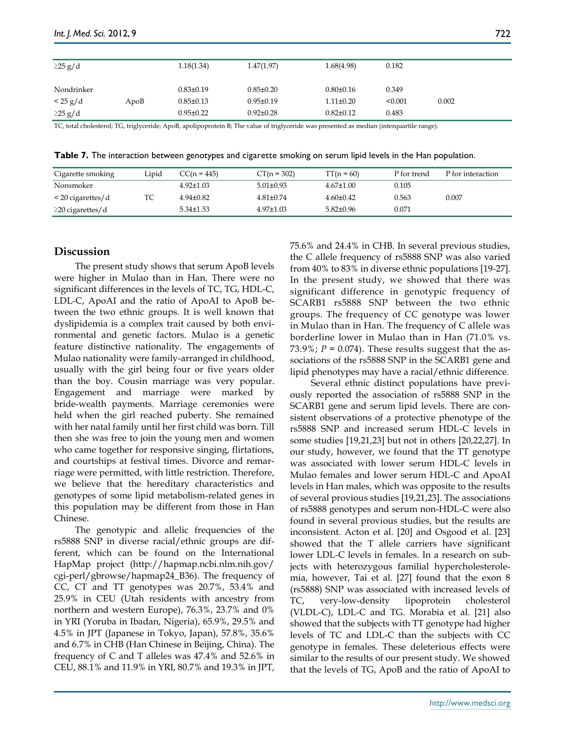| | | | | | | |
|---|---|---|---|---|---|---|
| ≥25 g/d | | 1.18(1.34) | 1.47(1.97) | 1.68(4.98) | 0.182 | |
| Nondrinker | | 0.83±0.19 | 0.85±0.20 | 0.80±0.16 | 0.349 | |
| < 25 g/d | ApoB | 0.85±0.13 | 0.95±0.19 | 1.11±0.20 | <0.001 | 0.002 |
| ≥25 g/d | | 0.95±0.22 | 0.92±0.28 | 0.82±0.12 | 0.483 | |

TC, total cholesterol; TG, triglyceride; ApoB, apolipoprotein B; The value of triglyceride was presented as median (interquartile range).

**Table 7.** The interaction between genotypes and cigarette smoking on serum lipid levels in the Han population.

| Cigarette smoking | Lipid | CC(n = 445) | CT(n = 302) | TT(n = 60) | P for trend | P for interaction |
|---|---|---|---|---|---|---|
| Nonsmoker | | 4.92±1.03 | 5.01±0.93 | 4.67±1.00 | 0.105 | |
| < 20 cigarettes/d | TC | 4.94±0.82 | 4.81±0.74 | 4.60±0.42 | 0.563 | 0.007 |
| ≥20 cigarettes/d | | 5.34±1.53 | 4.97±1.03 | 5.82±0.96 | 0.071 | |

## Discussion

The present study shows that serum ApoB levels were higher in Mulao than in Han. There were no significant differences in the levels of TC, TG, HDL-C, LDL-C, ApoAI and the ratio of ApoAI to ApoB between the two ethnic groups. It is well known that dyslipidemia is a complex trait caused by both environmental and genetic factors. Mulao is a genetic feature distinctive nationality. The engagements of Mulao nationality were family-arranged in childhood, usually with the girl being four or five years older than the boy. Cousin marriage was very popular. Engagement and marriage were marked by bride-wealth payments. Marriage ceremonies were held when the girl reached puberty. She remained with her natal family until her first child was born. Till then she was free to join the young men and women who came together for responsive singing, flirtations, and courtships at festival times. Divorce and remarriage were permitted, with little restriction. Therefore, we believe that the hereditary characteristics and genotypes of some lipid metabolism-related genes in this population may be different from those in Han Chinese.

The genotypic and allelic frequencies of the rs5888 SNP in diverse racial/ethnic groups are different, which can be found on the International HapMap project (http://hapmap.ncbi.nlm.nih.gov/cgi-perl/gbrowse/hapmap24_B36). The frequency of CC, CT and TT genotypes was 20.7%, 53.4% and 25.9% in CEU (Utah residents with ancestry from northern and western Europe), 76.3%, 23.7% and 0% in YRI (Yoruba in Ibadan, Nigeria), 65.9%, 29.5% and 4.5% in JPT (Japanese in Tokyo, Japan), 57.8%, 35.6% and 6.7% in CHB (Han Chinese in Beijing, China). The frequency of C and T alleles was 47.4% and 52.6% in CEU, 88.1% and 11.9% in YRI, 80.7% and 19.3% in JPT, 75.6% and 24.4% in CHB. In several previous studies, the C allele frequency of rs5888 SNP was also varied from 40% to 83% in diverse ethnic populations [19-27]. In the present study, we showed that there was significant difference in genotypic frequency of SCARB1 rs5888 SNP between the two ethnic groups. The frequency of CC genotype was lower in Mulao than in Han. The frequency of C allele was borderline lower in Mulao than in Han (71.0% vs. 73.9%; $P = 0.074$). These results suggest that the associations of the rs5888 SNP in the SCARB1 gene and lipid phenotypes may have a racial/ethnic difference.

Several ethnic distinct populations have previously reported the association of rs5888 SNP in the SCARB1 gene and serum lipid levels. There are consistent observations of a protective phenotype of the rs5888 SNP and increased serum HDL-C levels in some studies [19,21,23] but not in others [20,22,27]. In our study, however, we found that the TT genotype was associated with lower serum HDL-C levels in Mulao females and lower serum HDL-C and ApoAI levels in Han males, which was opposite to the results of several provious studies [19,21,23]. The associations of rs5888 genotypes and serum non-HDL-C were also found in several provious studies, but the results are inconsistent. Acton et al. [20] and Osgood et al. [23] showed that the T allele carriers have significant lower LDL-C levels in females. In a research on subjects with heterozygous familial hypercholesterolemia, however, Tai et al. [27] found that the exon 8 (rs5888) SNP was associated with increased levels of TC, very-low-density lipoprotein cholesterol (VLDL-C), LDL-C and TG. Morabia et al. [21] also showed that the subjects with TT genotype had higher levels of TC and LDL-C than the subjects with CC genotype in females. These deleterious effects were similar to the results of our present study. We showed that the levels of TG, ApoB and the ratio of ApoAI to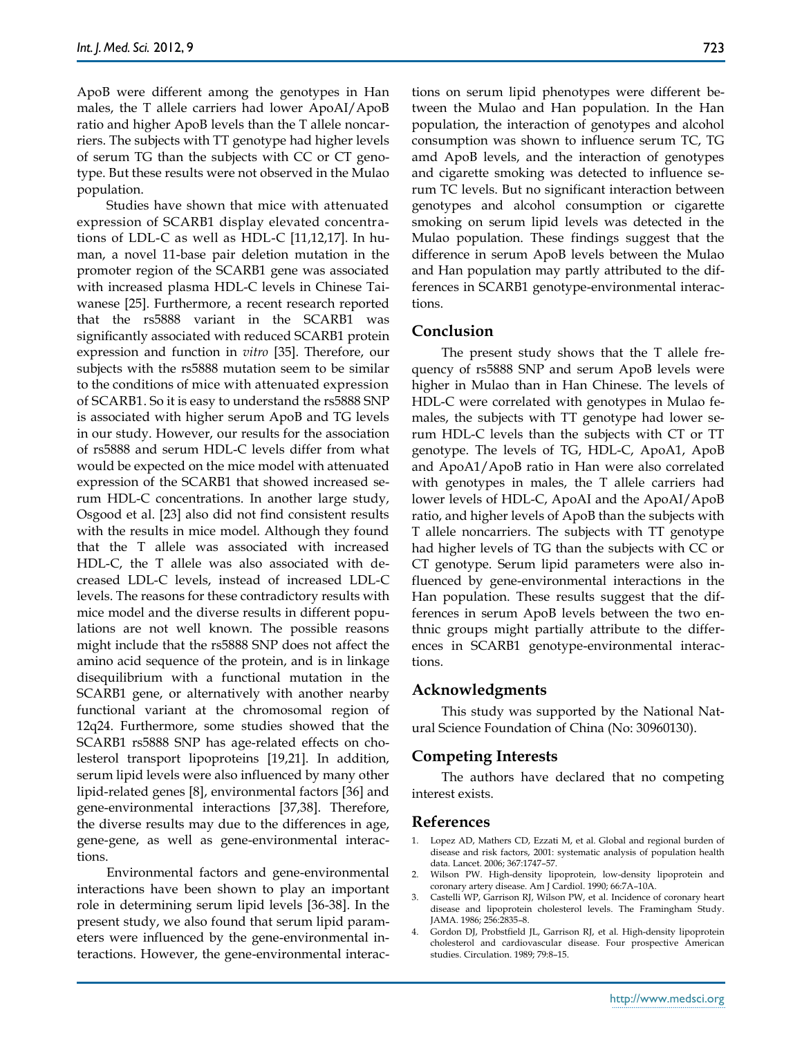ApoB were different among the genotypes in Han males, the T allele carriers had lower ApoAI/ApoB ratio and higher ApoB levels than the T allele noncarriers. The subjects with TT genotype had higher levels of serum TG than the subjects with CC or CT genotype. But these results were not observed in the Mulao population.

Studies have shown that mice with attenuated expression of SCARB1 display elevated concentrations of LDL-C as well as HDL-C [11,12,17]. In human, a novel 11-base pair deletion mutation in the promoter region of the SCARB1 gene was associated with increased plasma HDL-C levels in Chinese Taiwanese [25]. Furthermore, a recent research reported that the rs5888 variant in the SCARB1 was significantly associated with reduced SCARB1 protein expression and function in *vitro* [35]. Therefore, our subjects with the rs5888 mutation seem to be similar to the conditions of mice with attenuated expression of SCARB1. So it is easy to understand the rs5888 SNP is associated with higher serum ApoB and TG levels in our study. However, our results for the association of rs5888 and serum HDL-C levels differ from what would be expected on the mice model with attenuated expression of the SCARB1 that showed increased serum HDL-C concentrations. In another large study, Osgood et al. [23] also did not find consistent results with the results in mice model. Although they found that the T allele was associated with increased HDL-C, the T allele was also associated with decreased LDL-C levels, instead of increased LDL-C levels. The reasons for these contradictory results with mice model and the diverse results in different populations are not well known. The possible reasons might include that the rs5888 SNP does not affect the amino acid sequence of the protein, and is in linkage disequilibrium with a functional mutation in the SCARB1 gene, or alternatively with another nearby functional variant at the chromosomal region of 12q24. Furthermore, some studies showed that the SCARB1 rs5888 SNP has age-related effects on cholesterol transport lipoproteins [19,21]. In addition, serum lipid levels were also influenced by many other lipid-related genes [8], environmental factors [36] and gene-environmental interactions [37,38]. Therefore, the diverse results may due to the differences in age, gene-gene, as well as gene-environmental interactions.

Environmental factors and gene-environmental interactions have been shown to play an important role in determining serum lipid levels [36-38]. In the present study, we also found that serum lipid parameters were influenced by the gene-environmental interactions. However, the gene-environmental interactions on serum lipid phenotypes were different between the Mulao and Han population. In the Han population, the interaction of genotypes and alcohol consumption was shown to influence serum TC, TG amd ApoB levels, and the interaction of genotypes and cigarette smoking was detected to influence serum TC levels. But no significant interaction between genotypes and alcohol consumption or cigarette smoking on serum lipid levels was detected in the Mulao population. These findings suggest that the difference in serum ApoB levels between the Mulao and Han population may partly attributed to the differences in SCARB1 genotype-environmental interactions.

## Conclusion

The present study shows that the T allele frequency of rs5888 SNP and serum ApoB levels were higher in Mulao than in Han Chinese. The levels of HDL-C were correlated with genotypes in Mulao females, the subjects with TT genotype had lower serum HDL-C levels than the subjects with CT or TT genotype. The levels of TG, HDL-C, ApoA1, ApoB and ApoA1/ApoB ratio in Han were also correlated with genotypes in males, the T allele carriers had lower levels of HDL-C, ApoAI and the ApoAI/ApoB ratio, and higher levels of ApoB than the subjects with T allele noncarriers. The subjects with TT genotype had higher levels of TG than the subjects with CC or CT genotype. Serum lipid parameters were also influenced by gene-environmental interactions in the Han population. These results suggest that the differences in serum ApoB levels between the two ethnic groups might partially attribute to the differences in SCARB1 genotype-environmental interactions.

## Acknowledgments

This study was supported by the National Natural Science Foundation of China (No: 30960130).

## Competing Interests

The authors have declared that no competing interest exists.

## References

1. Lopez AD, Mathers CD, Ezzati M, et al. Global and regional burden of disease and risk factors, 2001: systematic analysis of population health data. Lancet. 2006; 367:1747–57.
2. Wilson PW. High-density lipoprotein, low-density lipoprotein and coronary artery disease. Am J Cardiol. 1990; 66:7A–10A.
3. Castelli WP, Garrison RJ, Wilson PW, et al. Incidence of coronary heart disease and lipoprotein cholesterol levels. The Framingham Study. JAMA. 1986; 256:2835–8.
4. Gordon DJ, Probstfield JL, Garrison RJ, et al. High-density lipoprotein cholesterol and cardiovascular disease. Four prospective American studies. Circulation. 1989; 79:8–15.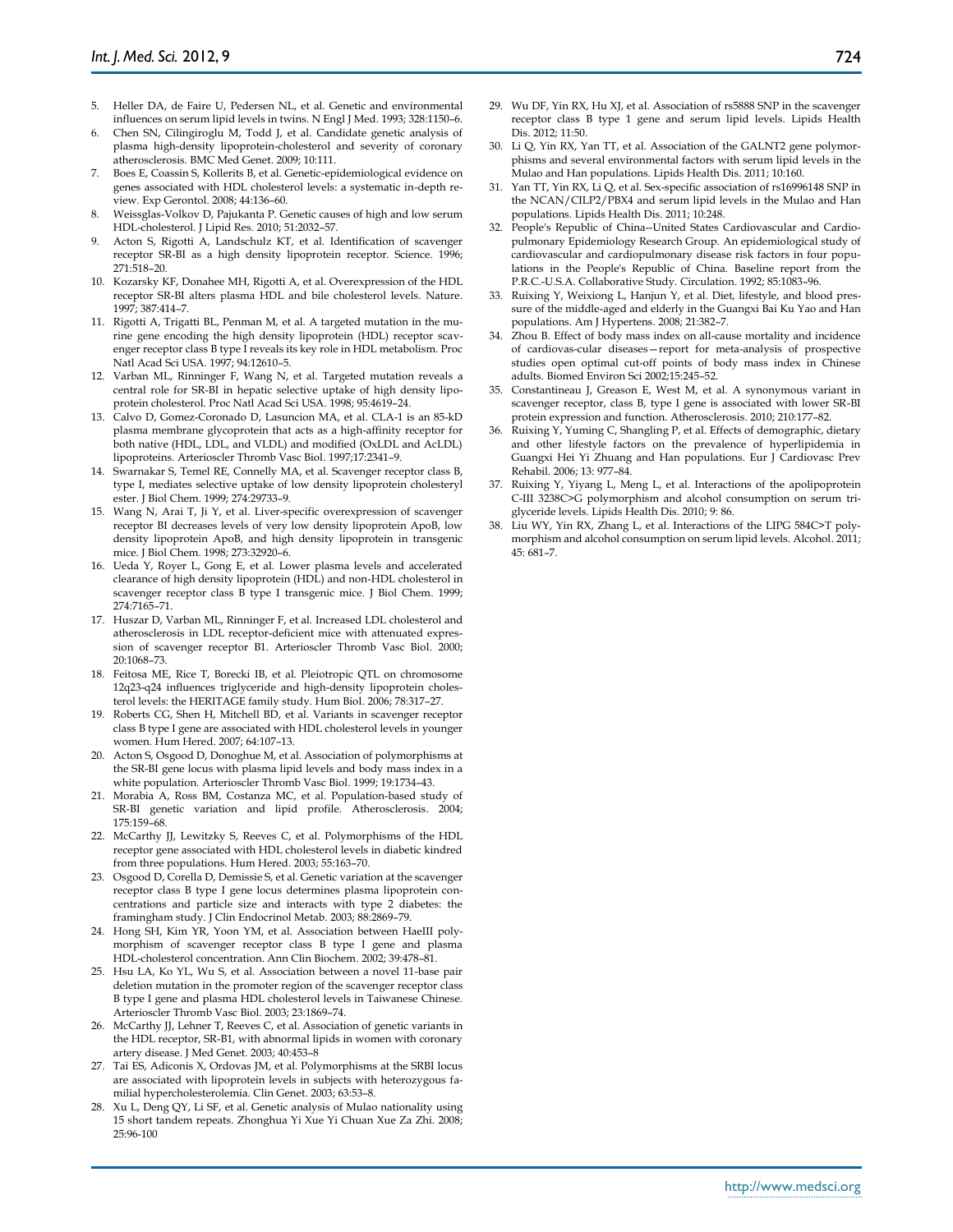5. Heller DA, de Faire U, Pedersen NL, et al. Genetic and environmental influences on serum lipid levels in twins. N Engl J Med. 1993; 328:1150–6.
6. Chen SN, Cilingiroglu M, Todd J, et al. Candidate genetic analysis of plasma high-density lipoprotein-cholesterol and severity of coronary atherosclerosis. BMC Med Genet. 2009; 10:111.
7. Boes E, Coassin S, Kollerits B, et al. Genetic-epidemiological evidence on genes associated with HDL cholesterol levels: a systematic in-depth review. Exp Gerontol. 2008; 44:136–60.
8. Weissglas-Volkov D, Pajukanta P. Genetic causes of high and low serum HDL-cholesterol. J Lipid Res. 2010; 51:2032–57.
9. Acton S, Rigotti A, Landschulz KT, et al. Identification of scavenger receptor SR-BI as a high density lipoprotein receptor. Science. 1996; 271:518–20.
10. Kozarsky KF, Donahee MH, Rigotti A, et al. Overexpression of the HDL receptor SR-BI alters plasma HDL and bile cholesterol levels. Nature. 1997; 387:414–7.
11. Rigotti A, Trigatti BL, Penman M, et al. A targeted mutation in the murine gene encoding the high density lipoprotein (HDL) receptor scavenger receptor class B type I reveals its key role in HDL metabolism. Proc Natl Acad Sci USA. 1997; 94:12610–5.
12. Varban ML, Rinninger F, Wang N, et al. Targeted mutation reveals a central role for SR-BI in hepatic selective uptake of high density lipoprotein cholesterol. Proc Natl Acad Sci USA. 1998; 95:4619–24.
13. Calvo D, Gomez-Coronado D, Lasuncion MA, et al. CLA-1 is an 85-kD plasma membrane glycoprotein that acts as a high-affinity receptor for both native (HDL, LDL, and VLDL) and modified (OxLDL and AcLDL) lipoproteins. Arterioscler Thromb Vasc Biol. 1997;17:2341–9.
14. Swarnakar S, Temel RE, Connelly MA, et al. Scavenger receptor class B, type I, mediates selective uptake of low density lipoprotein cholesteryl ester. J Biol Chem. 1999; 274:29733–9.
15. Wang N, Arai T, Ji Y, et al. Liver-specific overexpression of scavenger receptor BI decreases levels of very low density lipoprotein ApoB, low density lipoprotein ApoB, and high density lipoprotein in transgenic mice. J Biol Chem. 1998; 273:32920–6.
16. Ueda Y, Royer L, Gong E, et al. Lower plasma levels and accelerated clearance of high density lipoprotein (HDL) and non-HDL cholesterol in scavenger receptor class B type I transgenic mice. J Biol Chem. 1999; 274:7165–71.
17. Huszar D, Varban ML, Rinninger F, et al. Increased LDL cholesterol and atherosclerosis in LDL receptor-deficient mice with attenuated expression of scavenger receptor B1. Arterioscler Thromb Vasc Biol. 2000; 20:1068–73.
18. Feitosa ME, Rice T, Borecki IB, et al. Pleiotropic QTL on chromosome 12q23-q24 influences triglyceride and high-density lipoprotein cholesterol levels: the HERITAGE family study. Hum Biol. 2006; 78:317–27.
19. Roberts CG, Shen H, Mitchell BD, et al. Variants in scavenger receptor class B type I gene are associated with HDL cholesterol levels in younger women. Hum Hered. 2007; 64:107–13.
20. Acton S, Osgood D, Donoghue M, et al. Association of polymorphisms at the SR-BI gene locus with plasma lipid levels and body mass index in a white population. Arterioscler Thromb Vasc Biol. 1999; 19:1734–43.
21. Morabia A, Ross BM, Costanza MC, et al. Population-based study of SR-BI genetic variation and lipid profile. Atherosclerosis. 2004; 175:159–68.
22. McCarthy JJ, Lewitzky S, Reeves C, et al. Polymorphisms of the HDL receptor gene associated with HDL cholesterol levels in diabetic kindred from three populations. Hum Hered. 2003; 55:163–70.
23. Osgood D, Corella D, Demissie S, et al. Genetic variation at the scavenger receptor class B type I gene locus determines plasma lipoprotein concentrations and particle size and interacts with type 2 diabetes: the framingham study. J Clin Endocrinol Metab. 2003; 88:2869–79.
24. Hong SH, Kim YR, Yoon YM, et al. Association between HaeIII polymorphism of scavenger receptor class B type I gene and plasma HDL-cholesterol concentration. Ann Clin Biochem. 2002; 39:478–81.
25. Hsu LA, Ko YL, Wu S, et al. Association between a novel 11-base pair deletion mutation in the promoter region of the scavenger receptor class B type I gene and plasma HDL cholesterol levels in Taiwanese Chinese. Arterioscler Thromb Vasc Biol. 2003; 23:1869–74.
26. McCarthy JJ, Lehner T, Reeves C, et al. Association of genetic variants in the HDL receptor, SR-B1, with abnormal lipids in women with coronary artery disease. J Med Genet. 2003; 40:453–8
27. Tai ES, Adiconis X, Ordovas JM, et al. Polymorphisms at the SRBI locus are associated with lipoprotein levels in subjects with heterozygous familial hypercholesterolemia. Clin Genet. 2003; 63:53–8.
28. Xu L, Deng QY, Li SF, et al. Genetic analysis of Mulao nationality using 15 short tandem repeats. Zhonghua Yi Xue Yi Chuan Xue Za Zhi. 2008; 25:96-100
29. Wu DF, Yin RX, Hu XJ, et al. Association of rs5888 SNP in the scavenger receptor class B type 1 gene and serum lipid levels. Lipids Health Dis. 2012; 11:50.
30. Li Q, Yin RX, Yan TT, et al. Association of the GALNT2 gene polymorphisms and several environmental factors with serum lipid levels in the Mulao and Han populations. Lipids Health Dis. 2011; 10:160.
31. Yan TT, Yin RX, Li Q, et al. Sex-specific association of rs16996148 SNP in the NCAN/CILP2/PBX4 and serum lipid levels in the Mulao and Han populations. Lipids Health Dis. 2011; 10:248.
32. People's Republic of China--United States Cardiovascular and Cardiopulmonary Epidemiology Research Group. An epidemiological study of cardiovascular and cardiopulmonary disease risk factors in four populations in the People's Republic of China. Baseline report from the P.R.C.-U.S.A. Collaborative Study. Circulation. 1992; 85:1083–96.
33. Ruixing Y, Weixiong L, Hanjun Y, et al. Diet, lifestyle, and blood pressure of the middle-aged and elderly in the Guangxi Bai Ku Yao and Han populations. Am J Hypertens. 2008; 21:382–7.
34. Zhou B. Effect of body mass index on all-cause mortality and incidence of cardiovas-cular diseases—report for meta-analysis of prospective studies open optimal cut-off points of body mass index in Chinese adults. Biomed Environ Sci 2002;15:245–52.
35. Constantineau J, Greason E, West M, et al. A synonymous variant in scavenger receptor, class B, type I gene is associated with lower SR-BI protein expression and function. Atherosclerosis. 2010; 210:177–82.
36. Ruixing Y, Yuming C, Shangling P, et al. Effects of demographic, dietary and other lifestyle factors on the prevalence of hyperlipidemia in Guangxi Hei Yi Zhuang and Han populations. Eur J Cardiovasc Prev Rehabil. 2006; 13: 977–84.
37. Ruixing Y, Yiyang L, Meng L, et al. Interactions of the apolipoprotein C-III 3238C>G polymorphism and alcohol consumption on serum triglyceride levels. Lipids Health Dis. 2010; 9: 86.
38. Liu WY, Yin RX, Zhang L, et al. Interactions of the LIPG 584C>T polymorphism and alcohol consumption on serum lipid levels. Alcohol. 2011; 45: 681–7.